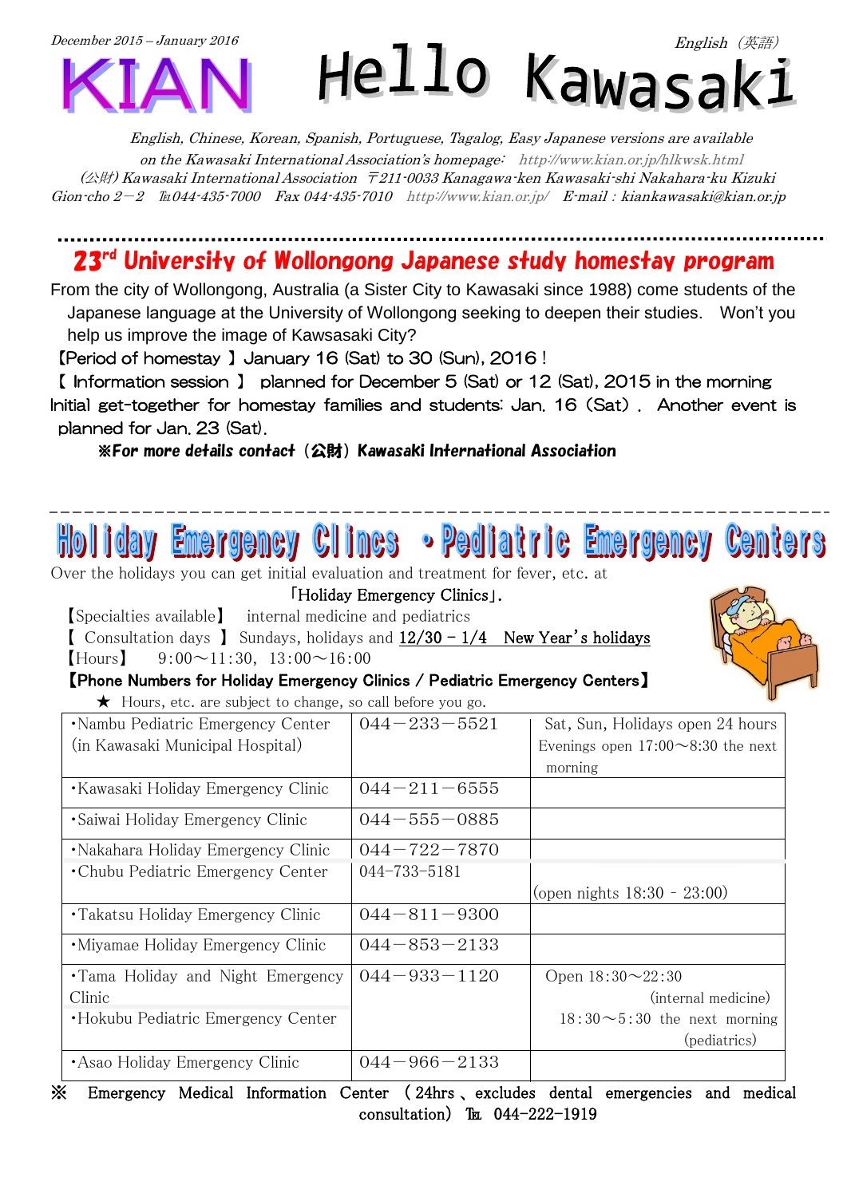*December 2015 – January 2016*

*English（英語）*

# KIAN Hello Kawasaki

*English, Chinese, Korean, Spanish, Portuguese, Tagalog, Easy Japanese versions are available on the Kawasaki International Association's homepage: http://www.kian.or.jp/hlkwsk.html*

*(公財) Kawasaki International Association 〒211-0033 Kanagawa-ken Kawasaki-shi Nakahara-ku Kizuki Gion-cho 2－2 TEL044-435-7000 Fax 044-435-7010 http://www.kian.or.jp/ E-mail : kiankawasaki@kian.or.jp*

## 23rd University of Wollongong Japanese study homestay program

From the city of Wollongong, Australia (a Sister City to Kawasaki since 1988) come students of the Japanese language at the University of Wollongong seeking to deepen their studies. Won't you help us improve the image of Kawsasaki City?

【Period of homestay 】January 16 (Sat) to 30 (Sun), 2016 !

【 Information session 】 planned for December 5 (Sat) or 12 (Sat), 2015 in the morning

Initial get-together for homestay families and students: Jan. 16 (Sat) . Another event is planned for Jan. 23 (Sat).

**※For more details contact（公財）Kawasaki International Association**

## Holiday Emergency Clincs ・Pediatric Emergency Centers

Over the holidays you can get initial evaluation and treatment for fever, etc. at 「Holiday Emergency Clinics」.

【Specialties available】 internal medicine and pediatrics

【 Consultation days 】 Sundays, holidays and 12/30 – 1/4 New Year's holidays

【Hours】 9:00～11:30, 13:00～16:00

**【Phone Numbers for Holiday Emergency Clinics / Pediatric Emergency Centers】**

★ Hours, etc. are subject to change, so call before you go.

| Clinic | Phone | Notes |
|---|---|---|
| ・Nambu Pediatric Emergency Center (in Kawasaki Municipal Hospital) | 044－233－5521 | Sat, Sun, Holidays open 24 hours Evenings open 17:00～8:30 the next morning |
| ・Kawasaki Holiday Emergency Clinic | 044－211－6555 | |
| ・Saiwai Holiday Emergency Clinic | 044－555－0885 | |
| ・Nakahara Holiday Emergency Clinic | 044－722－7870 | |
| ・Chubu Pediatric Emergency Center | 044-733-5181 | (open nights 18:30 - 23:00) |
| ・Takatsu Holiday Emergency Clinic | 044－811－9300 | |
| ・Miyamae Holiday Emergency Clinic | 044－853－2133 | |
| ・Tama Holiday and Night Emergency Clinic ・Hokubu Pediatric Emergency Center | 044－933－1120 | Open 18:30～22:30 (internal medicine) 18:30～5:30 the next morning (pediatrics) |
| ・Asao Holiday Emergency Clinic | 044－966－2133 | |

※ Emergency Medical Information Center（24hrs、excludes dental emergencies and medical consultation） TEL 044-222-1919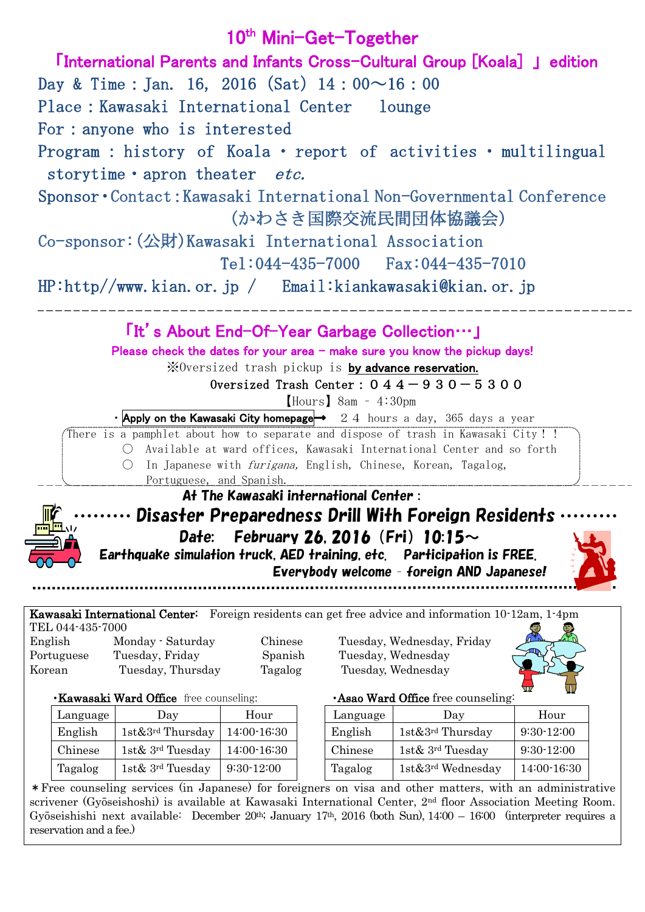## 10th Mini-Get-Together

### 「International Parents and Infants Cross-Cultural Group [Koala] 」edition

Day & Time : Jan. 16, 2016 (Sat) 14：00～16：00

Place : Kawasaki International Center lounge

For : anyone who is interested

Program : history of Koala・report of activities・multilingual storytime・apron theater *etc.*

Sponsor・Contact : Kawasaki International Non-Governmental Conference (かわさき国際交流民間団体協議会)

Co-sponsor : (公財)Kawasaki International Association

Tel:044-435-7000 Fax:044-435-7010

HP:http//www.kian.or.jp / Email:kiankawasaki@kian.or.jp

---

### 「It's About End-Of-Year Garbage Collection…」

Please check the dates for your area – make sure you know the pickup days!

※Oversized trash pickup is **by advance reservation.**

Oversized Trash Center：０４４－９３０－５３００

【Hours】8am – 4:30pm

・Apply on the Kawasaki City homepage→ ２４ hours a day, 365 days a year

There is a pamphlet about how to separate and dispose of trash in Kawasaki City！！

- Available at ward offices, Kawasaki International Center and so forth
- In Japanese with *furigana*, English, Chinese, Korean, Tagalog, Portuguese, and Spanish.

---

**At The Kawasaki international Center :**

### ……… Disaster Preparedness Drill With Foreign Residents ………

**Date: February 26, 2016（Fri）10:15～**

**Earthquake simulation truck, AED training, etc. Participation is FREE.**

**Everybody welcome – foreign AND Japanese!**

---

**Kawasaki International Center:** Foreign residents can get free advice and information 10-12am, 1-4pm
TEL 044-435-7000

| | | | |
|---|---|---|---|
| English | Monday - Saturday | Chinese | Tuesday, Wednesday, Friday |
| Portuguese | Tuesday, Friday | Spanish | Tuesday, Wednesday |
| Korean | Tuesday, Thursday | Tagalog | Tuesday, Wednesday |

・**Kawasaki Ward Office** free counseling:

| Language | Day | Hour |
|---|---|---|
| English | 1st&3rd Thursday | 14:00-16:30 |
| Chinese | 1st& 3rd Tuesday | 14:00-16:30 |
| Tagalog | 1st& 3rd Tuesday | 9:30-12:00 |

・**Asao Ward Office** free counseling:

| Language | Day | Hour |
|---|---|---|
| English | 1st&3rd Thursday | 9:30-12:00 |
| Chinese | 1st& 3rd Tuesday | 9:30-12:00 |
| Tagalog | 1st&3rd Wednesday | 14:00-16:30 |

＊Free counseling services (in Japanese) for foreigners on visa and other matters, with an administrative scrivener (Gyōseishoshi) is available at Kawasaki International Center, 2nd floor Association Meeting Room. Gyōseishishi next available: December 20th; January 17th, 2016 (both Sun), 14:00 – 16:00 (interpreter requires a reservation and a fee.)